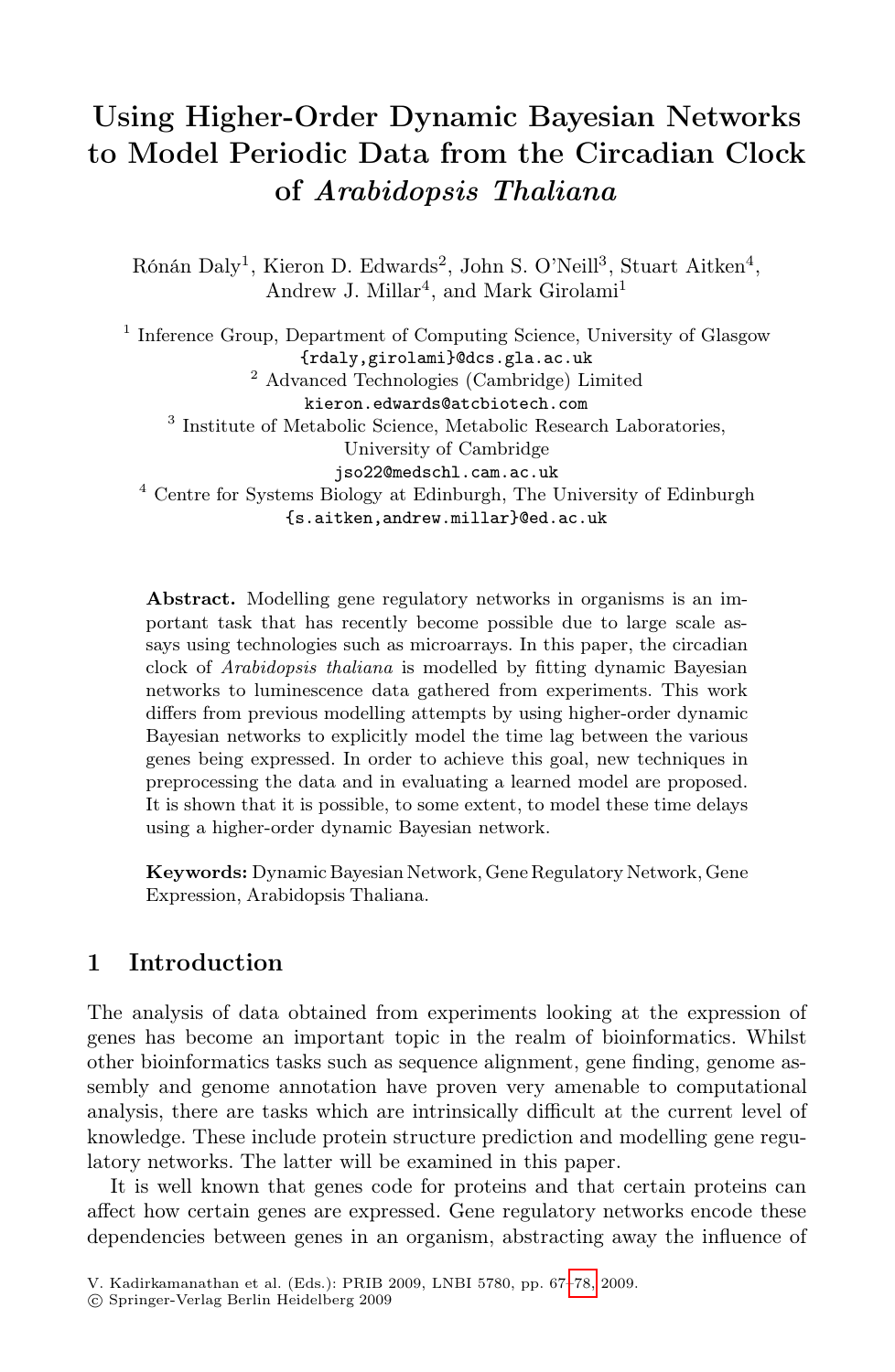# Using Higher-Order Dynamic Bayesian Networks to Model Periodic Data from the Circadian Clock of *Arabidopsis Thaliana*

Rónán Daly[1], Kieron D. Edwards[2], John S. O'Neill[3], Stuart Aitken[4], Andrew J. Millar[4], and Mark Girolami[1]

[1] Inference Group, Department of Computing Science, University of Glasgow
{rdaly,girolami}@dcs.gla.ac.uk

[2] Advanced Technologies (Cambridge) Limited
kieron.edwards@atcbiotech.com

[3] Institute of Metabolic Science, Metabolic Research Laboratories, University of Cambridge
jso22@medschl.cam.ac.uk

[4] Centre for Systems Biology at Edinburgh, The University of Edinburgh
{s.aitken,andrew.millar}@ed.ac.uk

**Abstract.** Modelling gene regulatory networks in organisms is an important task that has recently become possible due to large scale assays using technologies such as microarrays. In this paper, the circadian clock of *Arabidopsis thaliana* is modelled by fitting dynamic Bayesian networks to luminescence data gathered from experiments. This work differs from previous modelling attempts by using higher-order dynamic Bayesian networks to explicitly model the time lag between the various genes being expressed. In order to achieve this goal, new techniques in preprocessing the data and in evaluating a learned model are proposed. It is shown that it is possible, to some extent, to model these time delays using a higher-order dynamic Bayesian network.

**Keywords:** Dynamic Bayesian Network, Gene Regulatory Network, Gene Expression, Arabidopsis Thaliana.

## 1 Introduction

The analysis of data obtained from experiments looking at the expression of genes has become an important topic in the realm of bioinformatics. Whilst other bioinformatics tasks such as sequence alignment, gene finding, genome assembly and genome annotation have proven very amenable to computational analysis, there are tasks which are intrinsically difficult at the current level of knowledge. These include protein structure prediction and modelling gene regulatory networks. The latter will be examined in this paper.

It is well known that genes code for proteins and that certain proteins can affect how certain genes are expressed. Gene regulatory networks encode these dependencies between genes in an organism, abstracting away the influence of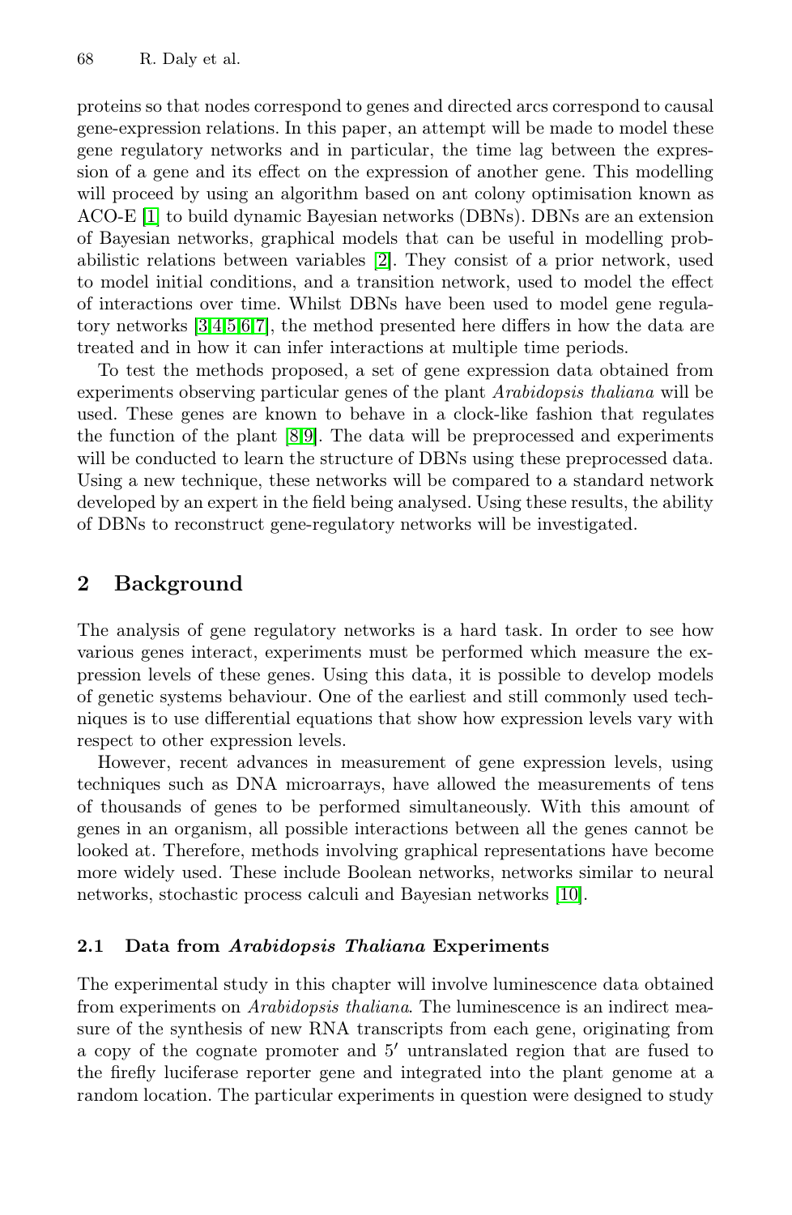proteins so that nodes correspond to genes and directed arcs correspond to causal gene-expression relations. In this paper, an attempt will be made to model these gene regulatory networks and in particular, the time lag between the expression of a gene and its effect on the expression of another gene. This modelling will proceed by using an algorithm based on ant colony optimisation known as ACO-E [1] to build dynamic Bayesian networks (DBNs). DBNs are an extension of Bayesian networks, graphical models that can be useful in modelling probabilistic relations between variables [2]. They consist of a prior network, used to model initial conditions, and a transition network, used to model the effect of interactions over time. Whilst DBNs have been used to model gene regulatory networks [3,4,5,6,7], the method presented here differs in how the data are treated and in how it can infer interactions at multiple time periods.

To test the methods proposed, a set of gene expression data obtained from experiments observing particular genes of the plant *Arabidopsis thaliana* will be used. These genes are known to behave in a clock-like fashion that regulates the function of the plant [8,9]. The data will be preprocessed and experiments will be conducted to learn the structure of DBNs using these preprocessed data. Using a new technique, these networks will be compared to a standard network developed by an expert in the field being analysed. Using these results, the ability of DBNs to reconstruct gene-regulatory networks will be investigated.

## 2 Background

The analysis of gene regulatory networks is a hard task. In order to see how various genes interact, experiments must be performed which measure the expression levels of these genes. Using this data, it is possible to develop models of genetic systems behaviour. One of the earliest and still commonly used techniques is to use differential equations that show how expression levels vary with respect to other expression levels.

However, recent advances in measurement of gene expression levels, using techniques such as DNA microarrays, have allowed the measurements of tens of thousands of genes to be performed simultaneously. With this amount of genes in an organism, all possible interactions between all the genes cannot be looked at. Therefore, methods involving graphical representations have become more widely used. These include Boolean networks, networks similar to neural networks, stochastic process calculi and Bayesian networks [10].

### 2.1 Data from *Arabidopsis Thaliana* Experiments

The experimental study in this chapter will involve luminescence data obtained from experiments on *Arabidopsis thaliana*. The luminescence is an indirect measure of the synthesis of new RNA transcripts from each gene, originating from a copy of the cognate promoter and 5′ untranslated region that are fused to the firefly luciferase reporter gene and integrated into the plant genome at a random location. The particular experiments in question were designed to study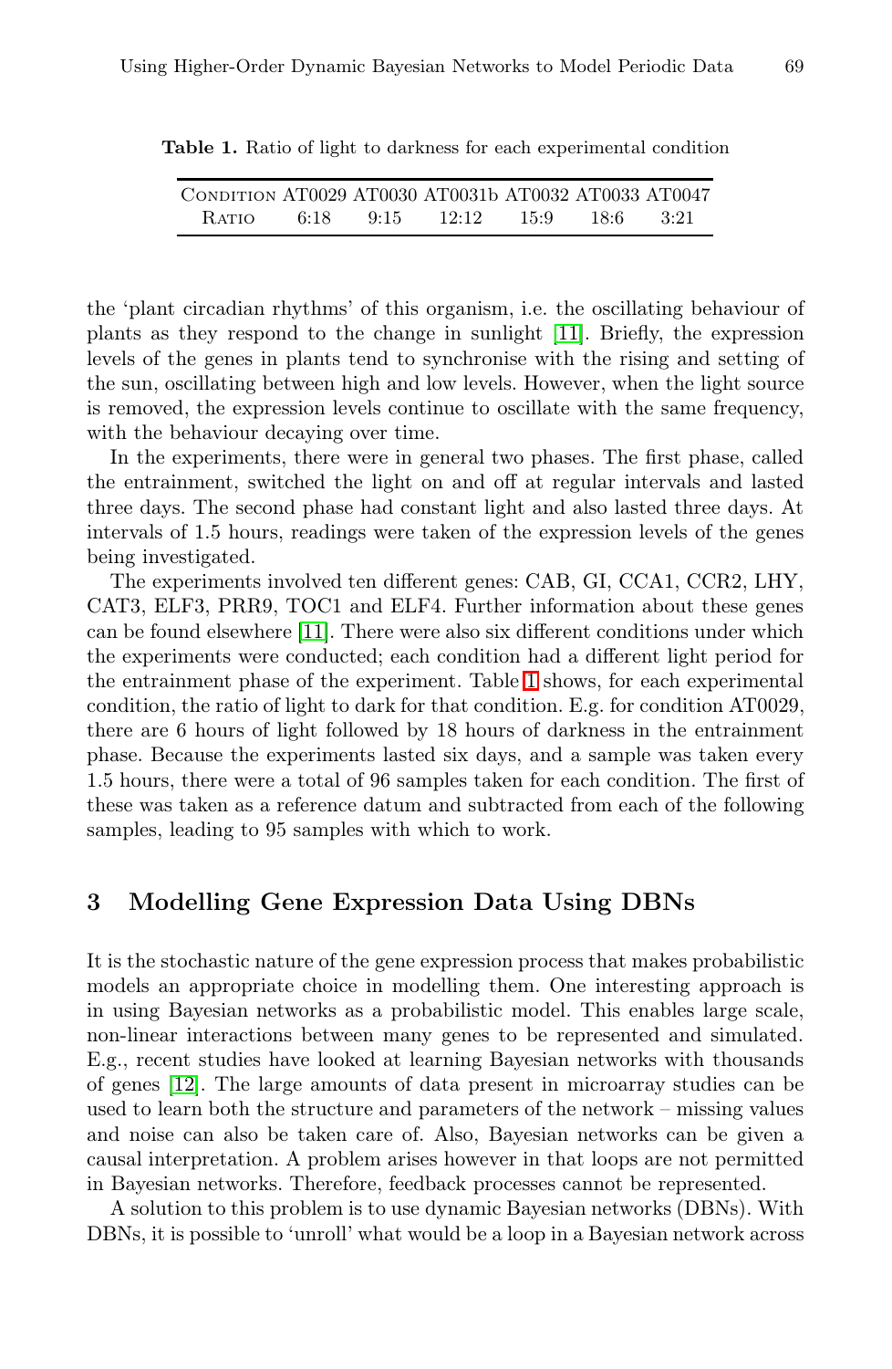**Table 1.** Ratio of light to darkness for each experimental condition

| Condition | AT0029 | AT0030 | AT0031b | AT0032 | AT0033 | AT0047 |
|---|---|---|---|---|---|---|
| Ratio | 6:18 | 9:15 | 12:12 | 15:9 | 18:6 | 3:21 |

the 'plant circadian rhythms' of this organism, i.e. the oscillating behaviour of plants as they respond to the change in sunlight [11]. Briefly, the expression levels of the genes in plants tend to synchronise with the rising and setting of the sun, oscillating between high and low levels. However, when the light source is removed, the expression levels continue to oscillate with the same frequency, with the behaviour decaying over time.

In the experiments, there were in general two phases. The first phase, called the entrainment, switched the light on and off at regular intervals and lasted three days. The second phase had constant light and also lasted three days. At intervals of 1.5 hours, readings were taken of the expression levels of the genes being investigated.

The experiments involved ten different genes: CAB, GI, CCA1, CCR2, LHY, CAT3, ELF3, PRR9, TOC1 and ELF4. Further information about these genes can be found elsewhere [11]. There were also six different conditions under which the experiments were conducted; each condition had a different light period for the entrainment phase of the experiment. Table 1 shows, for each experimental condition, the ratio of light to dark for that condition. E.g. for condition AT0029, there are 6 hours of light followed by 18 hours of darkness in the entrainment phase. Because the experiments lasted six days, and a sample was taken every 1.5 hours, there were a total of 96 samples taken for each condition. The first of these was taken as a reference datum and subtracted from each of the following samples, leading to 95 samples with which to work.

## 3 Modelling Gene Expression Data Using DBNs

It is the stochastic nature of the gene expression process that makes probabilistic models an appropriate choice in modelling them. One interesting approach is in using Bayesian networks as a probabilistic model. This enables large scale, non-linear interactions between many genes to be represented and simulated. E.g., recent studies have looked at learning Bayesian networks with thousands of genes [12]. The large amounts of data present in microarray studies can be used to learn both the structure and parameters of the network – missing values and noise can also be taken care of. Also, Bayesian networks can be given a causal interpretation. A problem arises however in that loops are not permitted in Bayesian networks. Therefore, feedback processes cannot be represented.

A solution to this problem is to use dynamic Bayesian networks (DBNs). With DBNs, it is possible to 'unroll' what would be a loop in a Bayesian network across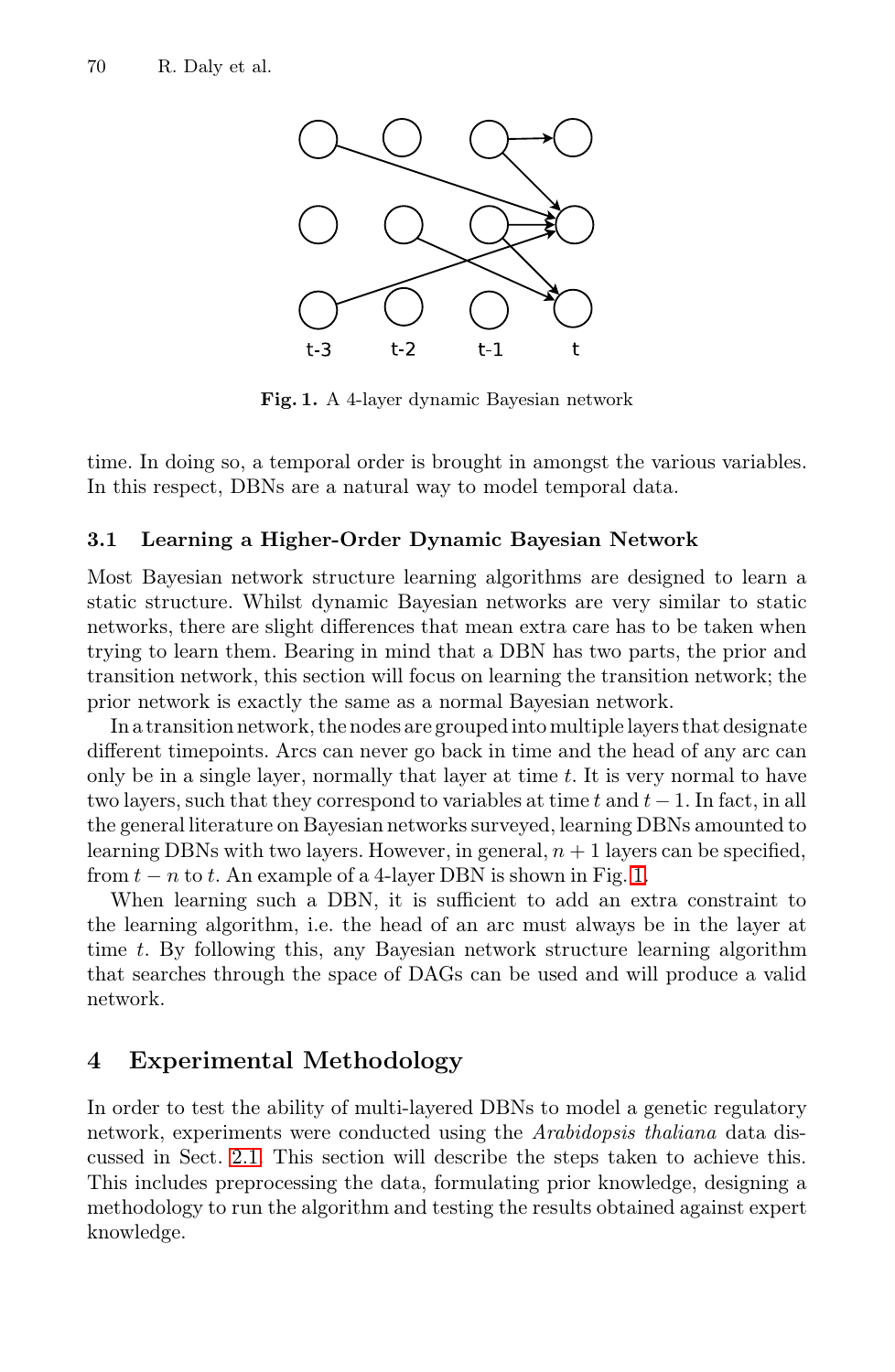Fig. 1. A 4-layer dynamic Bayesian network

time. In doing so, a temporal order is brought in amongst the various variables. In this respect, DBNs are a natural way to model temporal data.

### 3.1 Learning a Higher-Order Dynamic Bayesian Network

Most Bayesian network structure learning algorithms are designed to learn a static structure. Whilst dynamic Bayesian networks are very similar to static networks, there are slight differences that mean extra care has to be taken when trying to learn them. Bearing in mind that a DBN has two parts, the prior and transition network, this section will focus on learning the transition network; the prior network is exactly the same as a normal Bayesian network.

In a transition network, the nodes are grouped into multiple layers that designate different timepoints. Arcs can never go back in time and the head of any arc can only be in a single layer, normally that layer at time $t$. It is very normal to have two layers, such that they correspond to variables at time $t$ and $t-1$. In fact, in all the general literature on Bayesian networks surveyed, learning DBNs amounted to learning DBNs with two layers. However, in general, $n+1$ layers can be specified, from $t-n$ to $t$. An example of a 4-layer DBN is shown in Fig. 1.

When learning such a DBN, it is sufficient to add an extra constraint to the learning algorithm, i.e. the head of an arc must always be in the layer at time $t$. By following this, any Bayesian network structure learning algorithm that searches through the space of DAGs can be used and will produce a valid network.

## 4 Experimental Methodology

In order to test the ability of multi-layered DBNs to model a genetic regulatory network, experiments were conducted using the *Arabidopsis thaliana* data discussed in Sect. 2.1. This section will describe the steps taken to achieve this. This includes preprocessing the data, formulating prior knowledge, designing a methodology to run the algorithm and testing the results obtained against expert knowledge.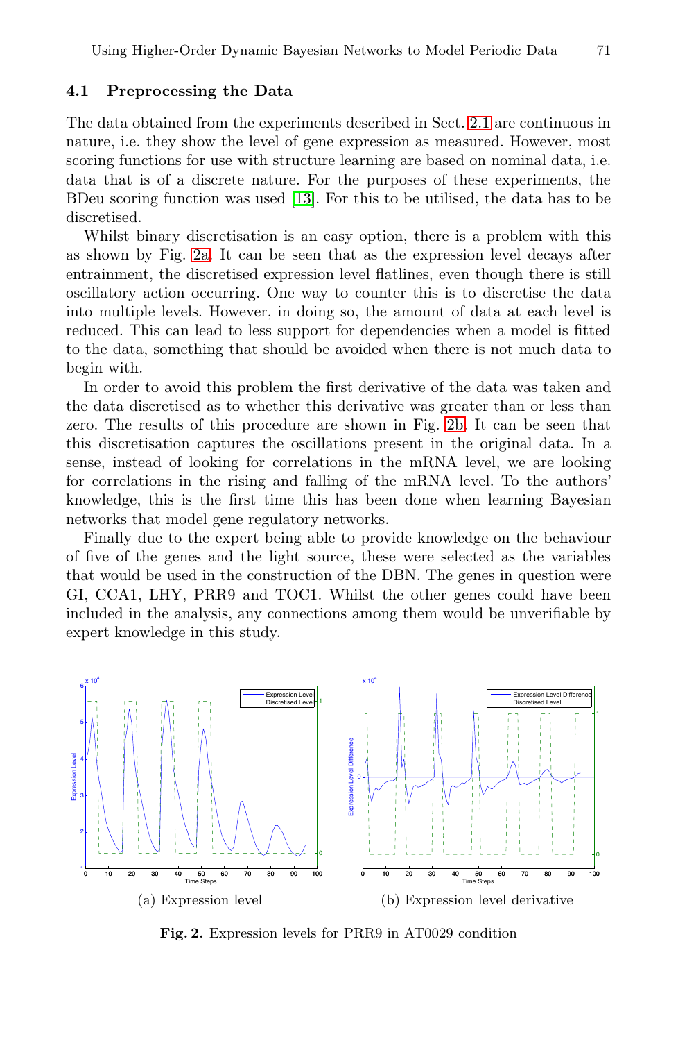### 4.1 Preprocessing the Data

The data obtained from the experiments described in Sect. 2.1 are continuous in nature, i.e. they show the level of gene expression as measured. However, most scoring functions for use with structure learning are based on nominal data, i.e. data that is of a discrete nature. For the purposes of these experiments, the BDeu scoring function was used [13]. For this to be utilised, the data has to be discretised.

Whilst binary discretisation is an easy option, there is a problem with this as shown by Fig. 2a. It can be seen that as the expression level decays after entrainment, the discretised expression level flatlines, even though there is still oscillatory action occurring. One way to counter this is to discretise the data into multiple levels. However, in doing so, the amount of data at each level is reduced. This can lead to less support for dependencies when a model is fitted to the data, something that should be avoided when there is not much data to begin with.

In order to avoid this problem the first derivative of the data was taken and the data discretised as to whether this derivative was greater than or less than zero. The results of this procedure are shown in Fig. 2b. It can be seen that this discretisation captures the oscillations present in the original data. In a sense, instead of looking for correlations in the mRNA level, we are looking for correlations in the rising and falling of the mRNA level. To the authors' knowledge, this is the first time this has been done when learning Bayesian networks that model gene regulatory networks.

Finally due to the expert being able to provide knowledge on the behaviour of five of the genes and the light source, these were selected as the variables that would be used in the construction of the DBN. The genes in question were GI, CCA1, LHY, PRR9 and TOC1. Whilst the other genes could have been included in the analysis, any connections among them would be unverifiable by expert knowledge in this study.

$\times 10^4$
Expression Level
Discretised Level
Expression Level
Time Steps
0 10 20 30 40 50 60 70 80 90 100
1 2 3 4 5 6
0 1

(a) Expression level

$\times 10^4$
Expression Level Difference
Discretised Level
Expression Level Difference
Time Steps
0 10 20 30 40 50 60 70 80 90 100
0
0 1

(b) Expression level derivative

**Fig. 2.** Expression levels for PRR9 in AT0029 condition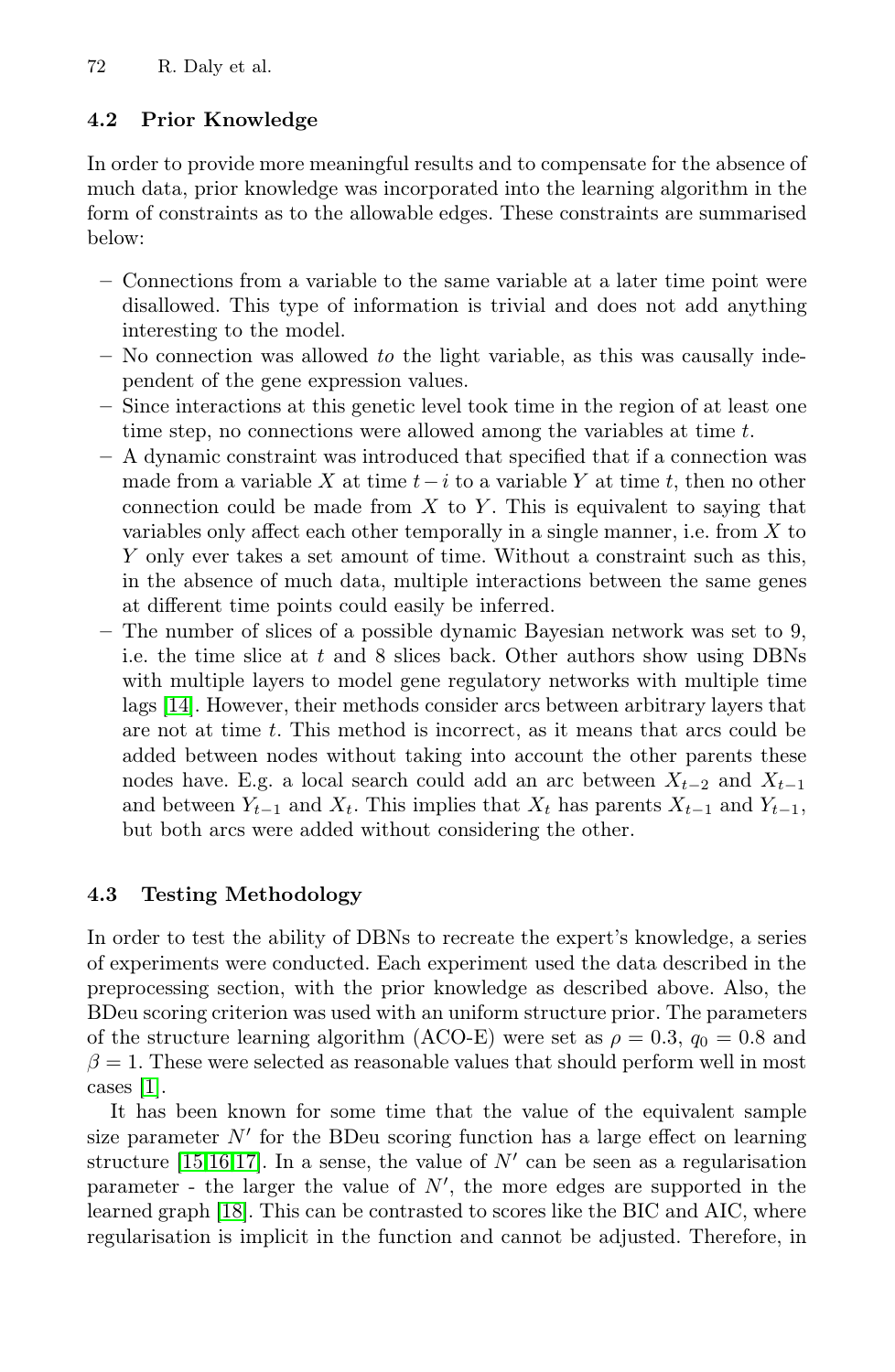### 4.2 Prior Knowledge

In order to provide more meaningful results and to compensate for the absence of much data, prior knowledge was incorporated into the learning algorithm in the form of constraints as to the allowable edges. These constraints are summarised below:

- Connections from a variable to the same variable at a later time point were disallowed. This type of information is trivial and does not add anything interesting to the model.
- No connection was allowed *to* the light variable, as this was causally independent of the gene expression values.
- Since interactions at this genetic level took time in the region of at least one time step, no connections were allowed among the variables at time $t$.
- A dynamic constraint was introduced that specified that if a connection was made from a variable $X$ at time $t-i$ to a variable $Y$ at time $t$, then no other connection could be made from $X$ to $Y$. This is equivalent to saying that variables only affect each other temporally in a single manner, i.e. from $X$ to $Y$ only ever takes a set amount of time. Without a constraint such as this, in the absence of much data, multiple interactions between the same genes at different time points could easily be inferred.
- The number of slices of a possible dynamic Bayesian network was set to 9, i.e. the time slice at $t$ and 8 slices back. Other authors show using DBNs with multiple layers to model gene regulatory networks with multiple time lags [14]. However, their methods consider arcs between arbitrary layers that are not at time $t$. This method is incorrect, as it means that arcs could be added between nodes without taking into account the other parents these nodes have. E.g. a local search could add an arc between $X_{t-2}$ and $X_{t-1}$ and between $Y_{t-1}$ and $X_t$. This implies that $X_t$ has parents $X_{t-1}$ and $Y_{t-1}$, but both arcs were added without considering the other.

### 4.3 Testing Methodology

In order to test the ability of DBNs to recreate the expert's knowledge, a series of experiments were conducted. Each experiment used the data described in the preprocessing section, with the prior knowledge as described above. Also, the BDeu scoring criterion was used with an uniform structure prior. The parameters of the structure learning algorithm (ACO-E) were set as $\rho = 0.3$, $q_0 = 0.8$ and $\beta = 1$. These were selected as reasonable values that should perform well in most cases [1].

It has been known for some time that the value of the equivalent sample size parameter $N'$ for the BDeu scoring function has a large effect on learning structure [15,16,17]. In a sense, the value of $N'$ can be seen as a regularisation parameter - the larger the value of $N'$, the more edges are supported in the learned graph [18]. This can be contrasted to scores like the BIC and AIC, where regularisation is implicit in the function and cannot be adjusted. Therefore, in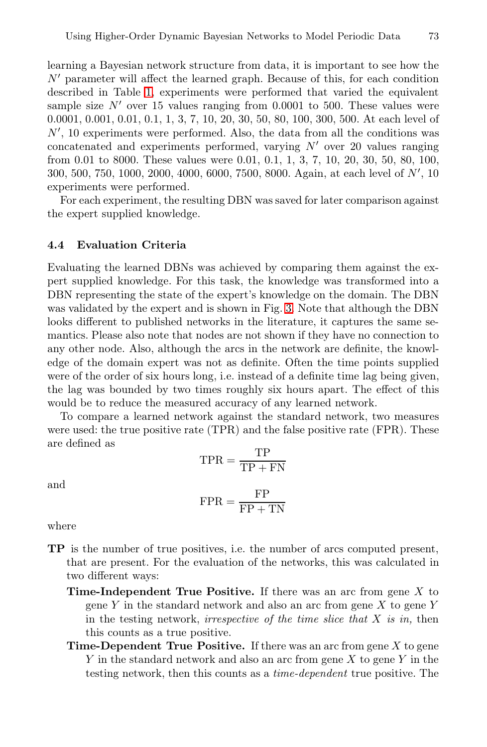learning a Bayesian network structure from data, it is important to see how the $N'$ parameter will affect the learned graph. Because of this, for each condition described in Table 1, experiments were performed that varied the equivalent sample size $N'$ over 15 values ranging from 0.0001 to 500. These values were 0.0001, 0.001, 0.01, 0.1, 1, 3, 7, 10, 20, 30, 50, 80, 100, 300, 500. At each level of $N'$, 10 experiments were performed. Also, the data from all the conditions was concatenated and experiments performed, varying $N'$ over 20 values ranging from 0.01 to 8000. These values were 0.01, 0.1, 1, 3, 7, 10, 20, 30, 50, 80, 100, 300, 500, 750, 1000, 2000, 4000, 6000, 7500, 8000. Again, at each level of $N'$, 10 experiments were performed.

For each experiment, the resulting DBN was saved for later comparison against the expert supplied knowledge.

### 4.4 Evaluation Criteria

Evaluating the learned DBNs was achieved by comparing them against the expert supplied knowledge. For this task, the knowledge was transformed into a DBN representing the state of the expert's knowledge on the domain. The DBN was validated by the expert and is shown in Fig. 3. Note that although the DBN looks different to published networks in the literature, it captures the same semantics. Please also note that nodes are not shown if they have no connection to any other node. Also, although the arcs in the network are definite, the knowledge of the domain expert was not as definite. Often the time points supplied were of the order of six hours long, i.e. instead of a definite time lag being given, the lag was bounded by two times roughly six hours apart. The effect of this would be to reduce the measured accuracy of any learned network.

To compare a learned network against the standard network, two measures were used: the true positive rate (TPR) and the false positive rate (FPR). These are defined as

$$\text{TPR} = \frac{\text{TP}}{\text{TP} + \text{FN}}$$

and

$$\text{FPR} = \frac{\text{FP}}{\text{FP} + \text{TN}}$$

where

**TP** is the number of true positives, i.e. the number of arcs computed present, that are present. For the evaluation of the networks, this was calculated in two different ways:

- **Time-Independent True Positive.** If there was an arc from gene $X$ to gene $Y$ in the standard network and also an arc from gene $X$ to gene $Y$ in the testing network, *irrespective of the time slice that X is in,* then this counts as a true positive.
- **Time-Dependent True Positive.** If there was an arc from gene $X$ to gene $Y$ in the standard network and also an arc from gene $X$ to gene $Y$ in the testing network, then this counts as a *time-dependent* true positive. The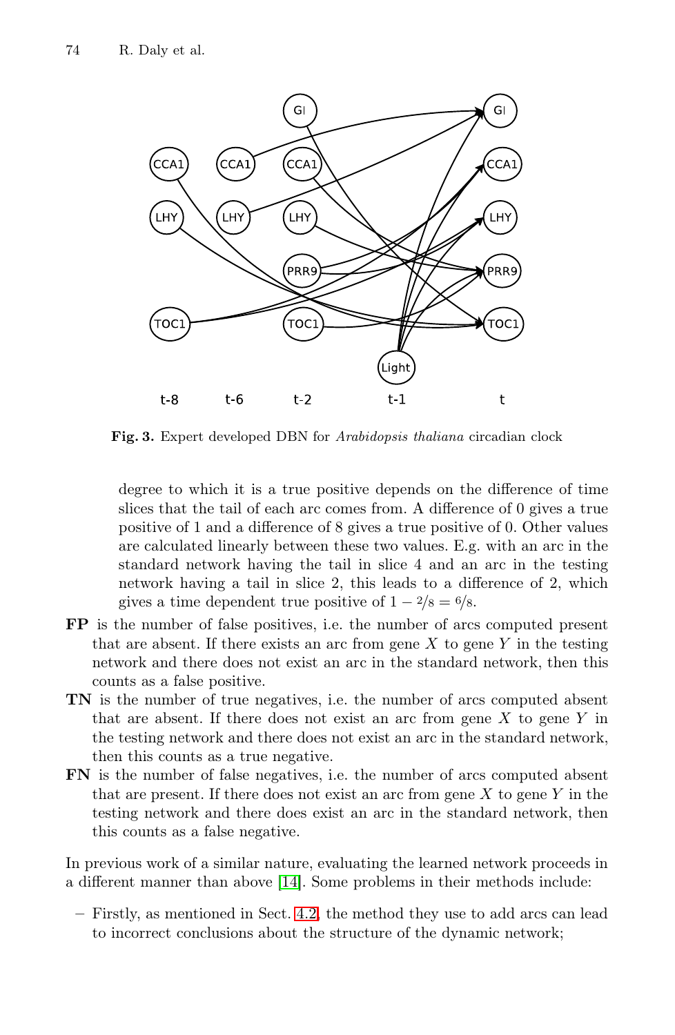Fig. 3. Expert developed DBN for *Arabidopsis thaliana* circadian clock

degree to which it is a true positive depends on the difference of time slices that the tail of each arc comes from. A difference of 0 gives a true positive of 1 and a difference of 8 gives a true positive of 0. Other values are calculated linearly between these two values. E.g. with an arc in the standard network having the tail in slice 4 and an arc in the testing network having a tail in slice 2, this leads to a difference of 2, which gives a time dependent true positive of $1 - 2/8 = 6/8$.

**FP** is the number of false positives, i.e. the number of arcs computed present that are absent. If there exists an arc from gene $X$ to gene $Y$ in the testing network and there does not exist an arc in the standard network, then this counts as a false positive.

**TN** is the number of true negatives, i.e. the number of arcs computed absent that are absent. If there does not exist an arc from gene $X$ to gene $Y$ in the testing network and there does not exist an arc in the standard network, then this counts as a true negative.

**FN** is the number of false negatives, i.e. the number of arcs computed absent that are present. If there does not exist an arc from gene $X$ to gene $Y$ in the testing network and there does exist an arc in the standard network, then this counts as a false negative.

In previous work of a similar nature, evaluating the learned network proceeds in a different manner than above [14]. Some problems in their methods include:

- Firstly, as mentioned in Sect. 4.2, the method they use to add arcs can lead to incorrect conclusions about the structure of the dynamic network;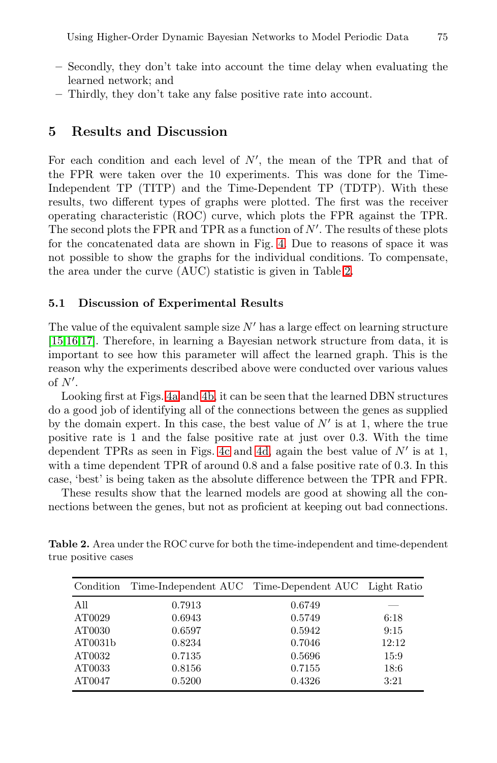- Secondly, they don't take into account the time delay when evaluating the learned network; and
- Thirdly, they don't take any false positive rate into account.

## 5 Results and Discussion

For each condition and each level of $N'$, the mean of the TPR and that of the FPR were taken over the 10 experiments. This was done for the Time-Independent TP (TITP) and the Time-Dependent TP (TDTP). With these results, two different types of graphs were plotted. The first was the receiver operating characteristic (ROC) curve, which plots the FPR against the TPR. The second plots the FPR and TPR as a function of $N'$. The results of these plots for the concatenated data are shown in Fig. 4. Due to reasons of space it was not possible to show the graphs for the individual conditions. To compensate, the area under the curve (AUC) statistic is given in Table 2.

### 5.1 Discussion of Experimental Results

The value of the equivalent sample size $N'$ has a large effect on learning structure [15,16,17]. Therefore, in learning a Bayesian network structure from data, it is important to see how this parameter will affect the learned graph. This is the reason why the experiments described above were conducted over various values of $N'$.

Looking first at Figs. 4a and 4b, it can be seen that the learned DBN structures do a good job of identifying all of the connections between the genes as supplied by the domain expert. In this case, the best value of $N'$ is at 1, where the true positive rate is 1 and the false positive rate at just over 0.3. With the time dependent TPRs as seen in Figs. 4c and 4d, again the best value of $N'$ is at 1, with a time dependent TPR of around 0.8 and a false positive rate of 0.3. In this case, 'best' is being taken as the absolute difference between the TPR and FPR.

These results show that the learned models are good at showing all the connections between the genes, but not as proficient at keeping out bad connections.

**Table 2.** Area under the ROC curve for both the time-independent and time-dependent true positive cases

| Condition | Time-Independent AUC | Time-Dependent AUC | Light Ratio |
|---|---|---|---|
| All | 0.7913 | 0.6749 | — |
| AT0029 | 0.6943 | 0.5749 | 6:18 |
| AT0030 | 0.6597 | 0.5942 | 9:15 |
| AT0031b | 0.8234 | 0.7046 | 12:12 |
| AT0032 | 0.7135 | 0.5696 | 15:9 |
| AT0033 | 0.8156 | 0.7155 | 18:6 |
| AT0047 | 0.5200 | 0.4326 | 3:21 |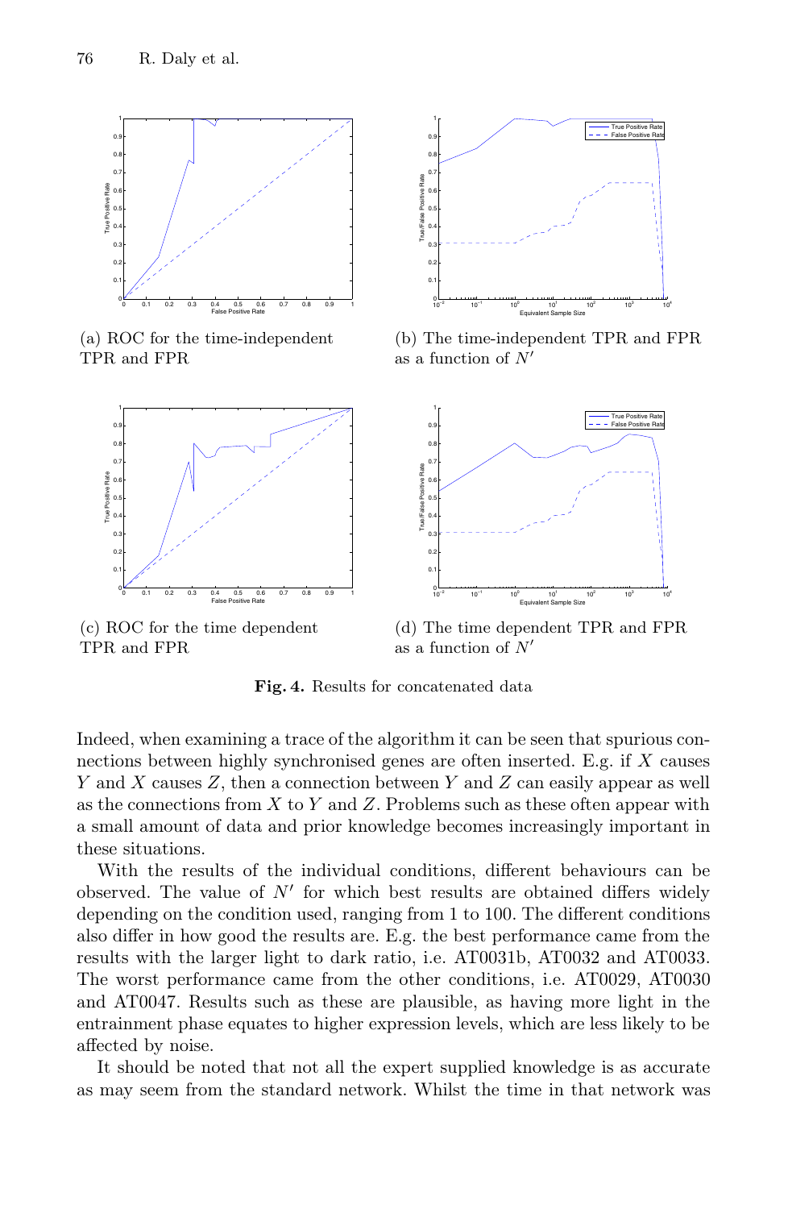(a) ROC for the time-independent TPR and FPR

(b) The time-independent TPR and FPR as a function of $N'$

(c) ROC for the time dependent TPR and FPR

(d) The time dependent TPR and FPR as a function of $N'$

**Fig. 4.** Results for concatenated data

Indeed, when examining a trace of the algorithm it can be seen that spurious connections between highly synchronised genes are often inserted. E.g. if $X$ causes $Y$ and $X$ causes $Z$, then a connection between $Y$ and $Z$ can easily appear as well as the connections from $X$ to $Y$ and $Z$. Problems such as these often appear with a small amount of data and prior knowledge becomes increasingly important in these situations.

With the results of the individual conditions, different behaviours can be observed. The value of $N'$ for which best results are obtained differs widely depending on the condition used, ranging from 1 to 100. The different conditions also differ in how good the results are. E.g. the best performance came from the results with the larger light to dark ratio, i.e. AT0031b, AT0032 and AT0033. The worst performance came from the other conditions, i.e. AT0029, AT0030 and AT0047. Results such as these are plausible, as having more light in the entrainment phase equates to higher expression levels, which are less likely to be affected by noise.

It should be noted that not all the expert supplied knowledge is as accurate as may seem from the standard network. Whilst the time in that network was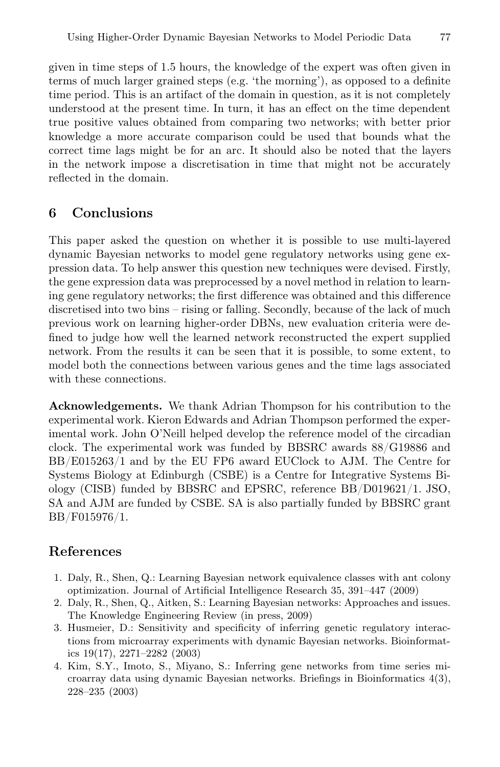given in time steps of 1.5 hours, the knowledge of the expert was often given in terms of much larger grained steps (e.g. 'the morning'), as opposed to a definite time period. This is an artifact of the domain in question, as it is not completely understood at the present time. In turn, it has an effect on the time dependent true positive values obtained from comparing two networks; with better prior knowledge a more accurate comparison could be used that bounds what the correct time lags might be for an arc. It should also be noted that the layers in the network impose a discretisation in time that might not be accurately reflected in the domain.

## 6 Conclusions

This paper asked the question on whether it is possible to use multi-layered dynamic Bayesian networks to model gene regulatory networks using gene expression data. To help answer this question new techniques were devised. Firstly, the gene expression data was preprocessed by a novel method in relation to learning gene regulatory networks; the first difference was obtained and this difference discretised into two bins – rising or falling. Secondly, because of the lack of much previous work on learning higher-order DBNs, new evaluation criteria were defined to judge how well the learned network reconstructed the expert supplied network. From the results it can be seen that it is possible, to some extent, to model both the connections between various genes and the time lags associated with these connections.

**Acknowledgements.** We thank Adrian Thompson for his contribution to the experimental work. Kieron Edwards and Adrian Thompson performed the experimental work. John O'Neill helped develop the reference model of the circadian clock. The experimental work was funded by BBSRC awards 88/G19886 and BB/E015263/1 and by the EU FP6 award EUClock to AJM. The Centre for Systems Biology at Edinburgh (CSBE) is a Centre for Integrative Systems Biology (CISB) funded by BBSRC and EPSRC, reference BB/D019621/1. JSO, SA and AJM are funded by CSBE. SA is also partially funded by BBSRC grant BB/F015976/1.

## References

1. Daly, R., Shen, Q.: Learning Bayesian network equivalence classes with ant colony optimization. Journal of Artificial Intelligence Research 35, 391–447 (2009)
2. Daly, R., Shen, Q., Aitken, S.: Learning Bayesian networks: Approaches and issues. The Knowledge Engineering Review (in press, 2009)
3. Husmeier, D.: Sensitivity and specificity of inferring genetic regulatory interactions from microarray experiments with dynamic Bayesian networks. Bioinformatics 19(17), 2271–2282 (2003)
4. Kim, S.Y., Imoto, S., Miyano, S.: Inferring gene networks from time series microarray data using dynamic Bayesian networks. Briefings in Bioinformatics 4(3), 228–235 (2003)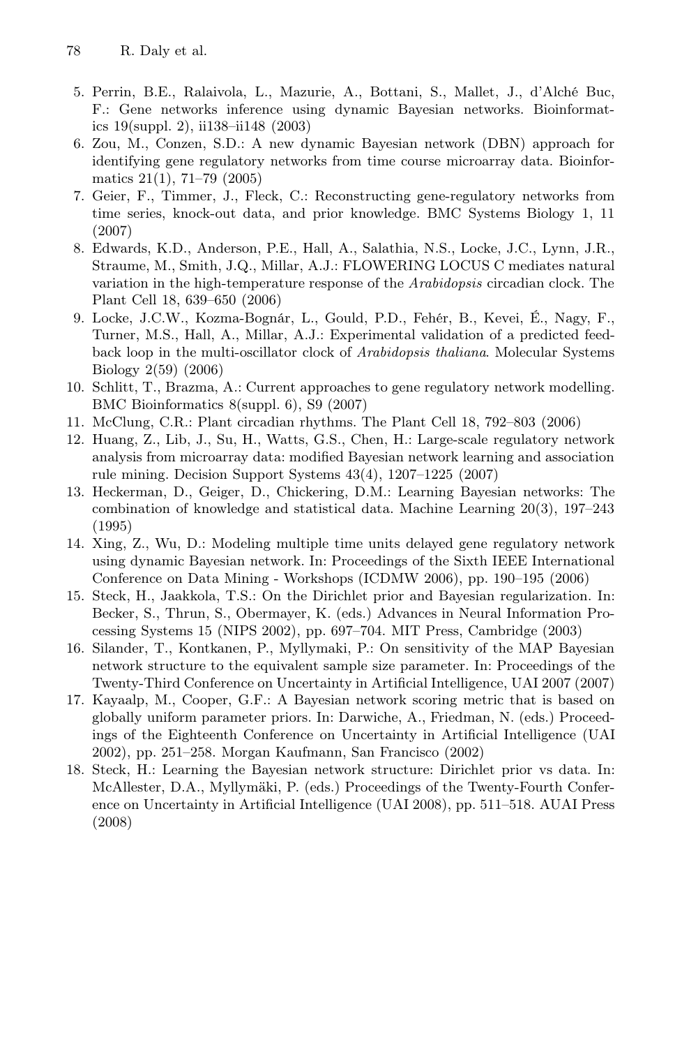5. Perrin, B.E., Ralaivola, L., Mazurie, A., Bottani, S., Mallet, J., d'Alché Buc, F.: Gene networks inference using dynamic Bayesian networks. Bioinformatics 19(suppl. 2), ii138–ii148 (2003)
6. Zou, M., Conzen, S.D.: A new dynamic Bayesian network (DBN) approach for identifying gene regulatory networks from time course microarray data. Bioinformatics 21(1), 71–79 (2005)
7. Geier, F., Timmer, J., Fleck, C.: Reconstructing gene-regulatory networks from time series, knock-out data, and prior knowledge. BMC Systems Biology 1, 11 (2007)
8. Edwards, K.D., Anderson, P.E., Hall, A., Salathia, N.S., Locke, J.C., Lynn, J.R., Straume, M., Smith, J.Q., Millar, A.J.: FLOWERING LOCUS C mediates natural variation in the high-temperature response of the *Arabidopsis* circadian clock. The Plant Cell 18, 639–650 (2006)
9. Locke, J.C.W., Kozma-Bognár, L., Gould, P.D., Fehér, B., Kevei, É., Nagy, F., Turner, M.S., Hall, A., Millar, A.J.: Experimental validation of a predicted feedback loop in the multi-oscillator clock of *Arabidopsis thaliana*. Molecular Systems Biology 2(59) (2006)
10. Schlitt, T., Brazma, A.: Current approaches to gene regulatory network modelling. BMC Bioinformatics 8(suppl. 6), S9 (2007)
11. McClung, C.R.: Plant circadian rhythms. The Plant Cell 18, 792–803 (2006)
12. Huang, Z., Lib, J., Su, H., Watts, G.S., Chen, H.: Large-scale regulatory network analysis from microarray data: modified Bayesian network learning and association rule mining. Decision Support Systems 43(4), 1207–1225 (2007)
13. Heckerman, D., Geiger, D., Chickering, D.M.: Learning Bayesian networks: The combination of knowledge and statistical data. Machine Learning 20(3), 197–243 (1995)
14. Xing, Z., Wu, D.: Modeling multiple time units delayed gene regulatory network using dynamic Bayesian network. In: Proceedings of the Sixth IEEE International Conference on Data Mining - Workshops (ICDMW 2006), pp. 190–195 (2006)
15. Steck, H., Jaakkola, T.S.: On the Dirichlet prior and Bayesian regularization. In: Becker, S., Thrun, S., Obermayer, K. (eds.) Advances in Neural Information Processing Systems 15 (NIPS 2002), pp. 697–704. MIT Press, Cambridge (2003)
16. Silander, T., Kontkanen, P., Myllymaki, P.: On sensitivity of the MAP Bayesian network structure to the equivalent sample size parameter. In: Proceedings of the Twenty-Third Conference on Uncertainty in Artificial Intelligence, UAI 2007 (2007)
17. Kayaalp, M., Cooper, G.F.: A Bayesian network scoring metric that is based on globally uniform parameter priors. In: Darwiche, A., Friedman, N. (eds.) Proceedings of the Eighteenth Conference on Uncertainty in Artificial Intelligence (UAI 2002), pp. 251–258. Morgan Kaufmann, San Francisco (2002)
18. Steck, H.: Learning the Bayesian network structure: Dirichlet prior vs data. In: McAllester, D.A., Myllymäki, P. (eds.) Proceedings of the Twenty-Fourth Conference on Uncertainty in Artificial Intelligence (UAI 2008), pp. 511–518. AUAI Press (2008)